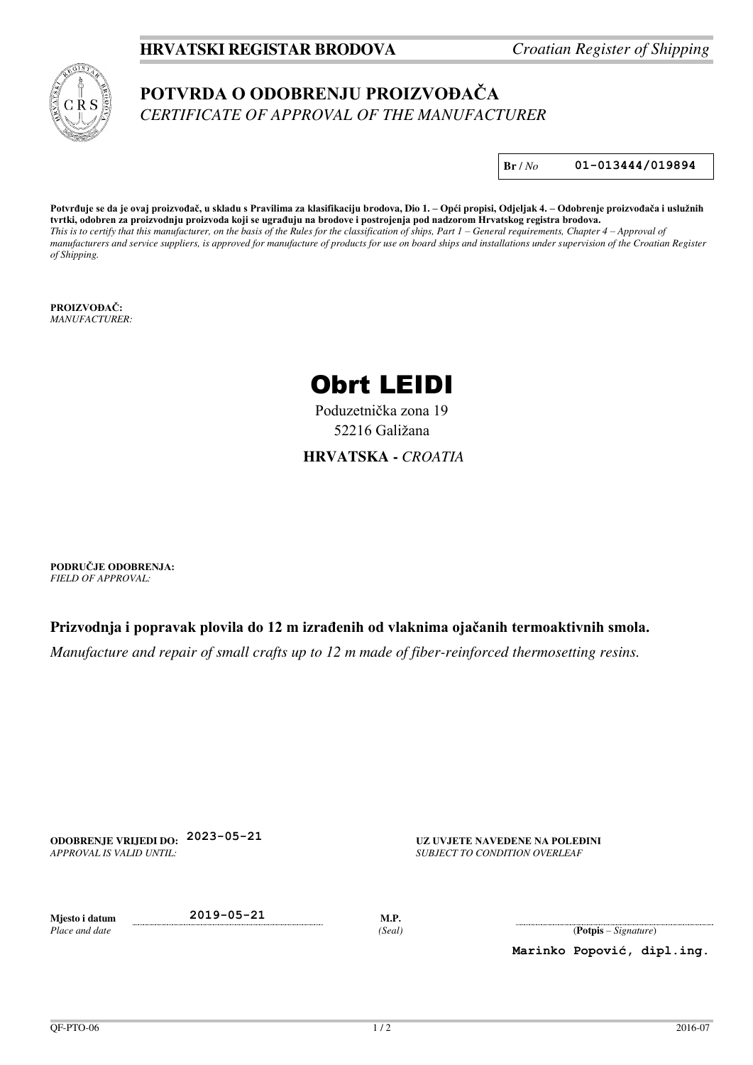**HRVATSKI REGISTAR BRODOVA** *Croatian Register of Shipping*

# POTVRDA O ODOBRENJU PROIZVOĐAČA

*CERTIFICATE OF APPROVAL OF THE MANUFACTURER*

**Br** / *No* **01-013444/019894**

**Potvrđuje se da je ovaj proizvođač, u skladu s Pravilima za klasifikaciju brodova, Dio 1. – Opći propisi, Odjeljak 4. – Odobrenje proizvođača i uslužnih tvrtki, odobren za proizvodnju proizvoda koji se ugrađuju na brodove i postrojenja pod nadzorom Hrvatskog registra brodova.**
*This is to certify that this manufacturer, on the basis of the Rules for the classification of ships, Part 1 – General requirements, Chapter 4 – Approval of manufacturers and service suppliers, is approved for manufacture of products for use on board ships and installations under supervision of the Croatian Register of Shipping.*

**PROIZVOĐAČ:**
*MANUFACTURER:*

## Obrt LEIDI

Poduzetnička zona 19
52216 Galižana

**HRVATSKA -** *CROATIA*

**PODRUČJE ODOBRENJA:**
*FIELD OF APPROVAL:*

**Prizvodnja i popravak plovila do 12 m izrađenih od vlaknima ojačanih termoaktivnih smola.**

*Manufacture and repair of small crafts up to 12 m made of fiber-reinforced thermosetting resins.*

**ODOBRENJE VRIJEDI DO:** 2023-05-21
*APPROVAL IS VALID UNTIL:*

**UZ UVJETE NAVEDENE NA POLEĐINI**
*SUBJECT TO CONDITION OVERLEAF*

**Mjesto i datum** 2019-05-21
*Place and date*

**M.P.**
*(Seal)*

(**Potpis** – *Signature*)

**Marinko Popović, dipl.ing.**

QF-PTO-06 2016-07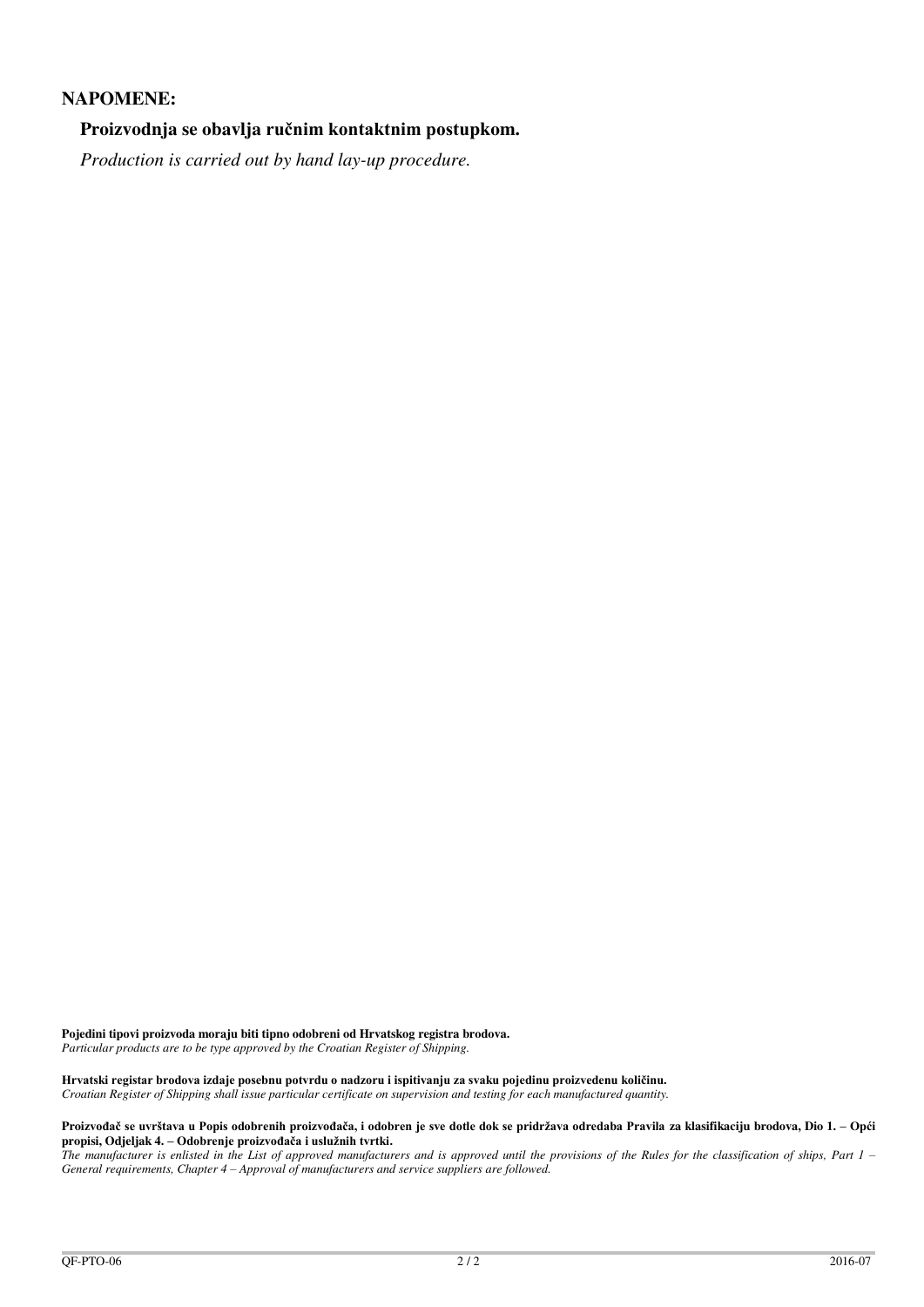**NAPOMENE:**

**Proizvodnja se obavlja ručnim kontaktnim postupkom.**

*Production is carried out by hand lay-up procedure.*

**Pojedini tipovi proizvoda moraju biti tipno odobreni od Hrvatskog registra brodova.**
*Particular products are to be type approved by the Croatian Register of Shipping.*

**Hrvatski registar brodova izdaje posebnu potvrdu o nadzoru i ispitivanju za svaku pojedinu proizvedenu količinu.**
*Croatian Register of Shipping shall issue particular certificate on supervision and testing for each manufactured quantity.*

**Proizvođač se uvrštava u Popis odobrenih proizvođača, i odobren je sve dotle dok se pridržava odredaba Pravila za klasifikaciju brodova, Dio 1. – Opći propisi, Odjeljak 4. – Odobrenje proizvođača i uslužnih tvrtki.**
*The manufacturer is enlisted in the List of approved manufacturers and is approved until the provisions of the Rules for the classification of ships, Part 1 – General requirements, Chapter 4 – Approval of manufacturers and service suppliers are followed.*